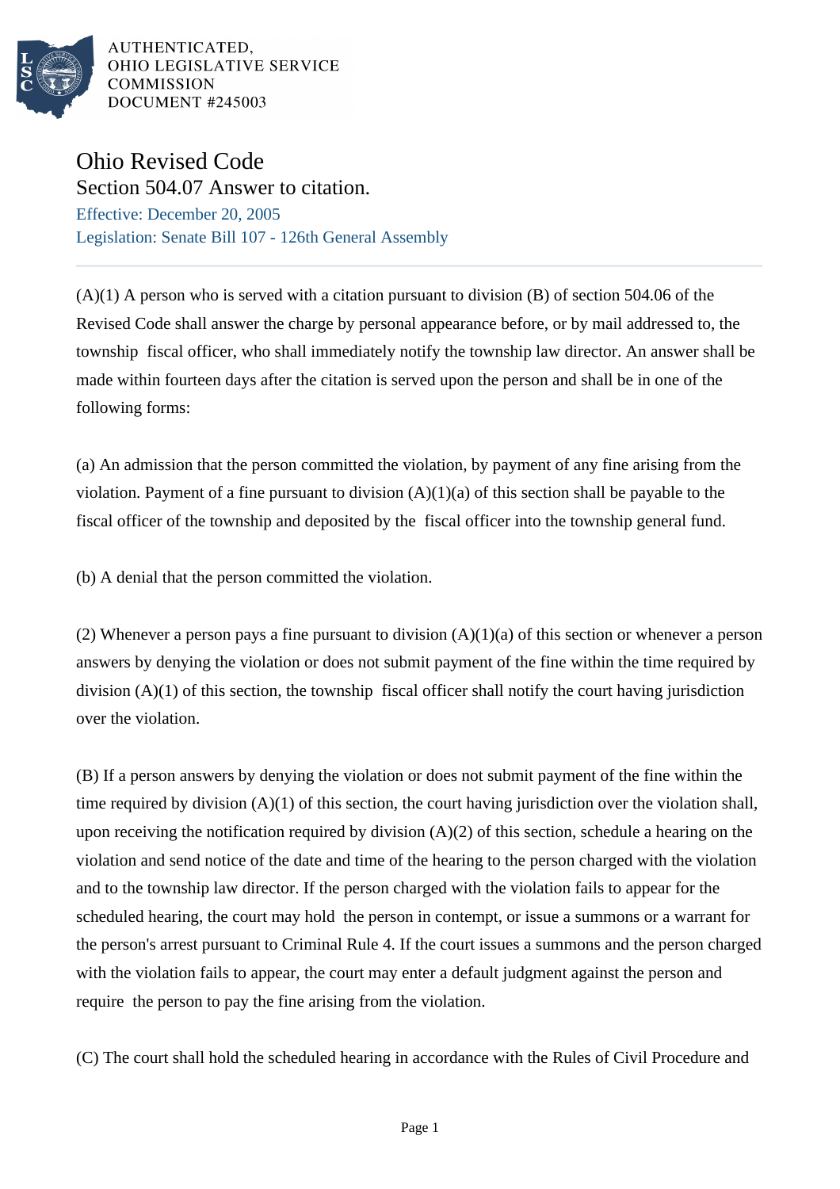AUTHENTICATED,
OHIO LEGISLATIVE SERVICE
COMMISSION
DOCUMENT #245003

# Ohio Revised Code

## Section 504.07 Answer to citation.

Effective: December 20, 2005

Legislation: Senate Bill 107 - 126th General Assembly

---

(A)(1) A person who is served with a citation pursuant to division (B) of section 504.06 of the Revised Code shall answer the charge by personal appearance before, or by mail addressed to, the township fiscal officer, who shall immediately notify the township law director. An answer shall be made within fourteen days after the citation is served upon the person and shall be in one of the following forms:

(a) An admission that the person committed the violation, by payment of any fine arising from the violation. Payment of a fine pursuant to division (A)(1)(a) of this section shall be payable to the fiscal officer of the township and deposited by the fiscal officer into the township general fund.

(b) A denial that the person committed the violation.

(2) Whenever a person pays a fine pursuant to division (A)(1)(a) of this section or whenever a person answers by denying the violation or does not submit payment of the fine within the time required by division (A)(1) of this section, the township fiscal officer shall notify the court having jurisdiction over the violation.

(B) If a person answers by denying the violation or does not submit payment of the fine within the time required by division (A)(1) of this section, the court having jurisdiction over the violation shall, upon receiving the notification required by division (A)(2) of this section, schedule a hearing on the violation and send notice of the date and time of the hearing to the person charged with the violation and to the township law director. If the person charged with the violation fails to appear for the scheduled hearing, the court may hold the person in contempt, or issue a summons or a warrant for the person's arrest pursuant to Criminal Rule 4. If the court issues a summons and the person charged with the violation fails to appear, the court may enter a default judgment against the person and require the person to pay the fine arising from the violation.

(C) The court shall hold the scheduled hearing in accordance with the Rules of Civil Procedure and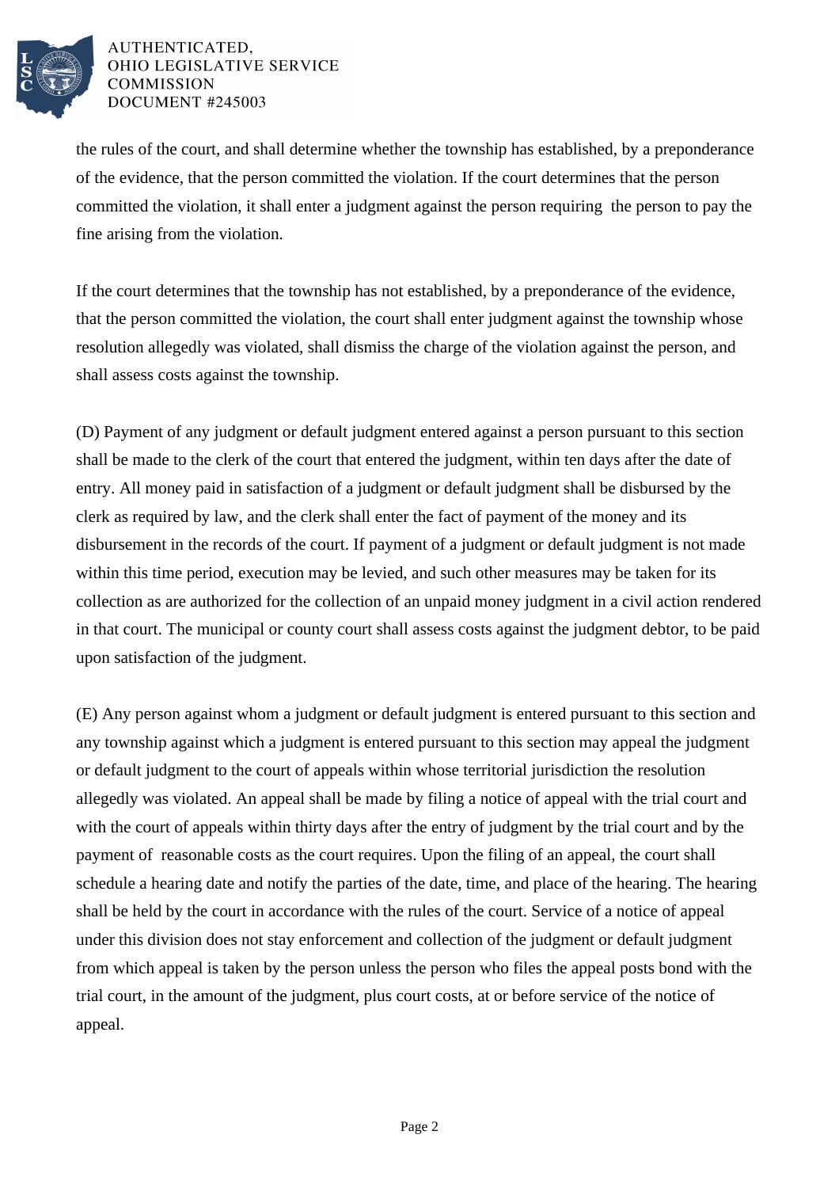the rules of the court, and shall determine whether the township has established, by a preponderance of the evidence, that the person committed the violation. If the court determines that the person committed the violation, it shall enter a judgment against the person requiring the person to pay the fine arising from the violation.

If the court determines that the township has not established, by a preponderance of the evidence, that the person committed the violation, the court shall enter judgment against the township whose resolution allegedly was violated, shall dismiss the charge of the violation against the person, and shall assess costs against the township.

(D) Payment of any judgment or default judgment entered against a person pursuant to this section shall be made to the clerk of the court that entered the judgment, within ten days after the date of entry. All money paid in satisfaction of a judgment or default judgment shall be disbursed by the clerk as required by law, and the clerk shall enter the fact of payment of the money and its disbursement in the records of the court. If payment of a judgment or default judgment is not made within this time period, execution may be levied, and such other measures may be taken for its collection as are authorized for the collection of an unpaid money judgment in a civil action rendered in that court. The municipal or county court shall assess costs against the judgment debtor, to be paid upon satisfaction of the judgment.

(E) Any person against whom a judgment or default judgment is entered pursuant to this section and any township against which a judgment is entered pursuant to this section may appeal the judgment or default judgment to the court of appeals within whose territorial jurisdiction the resolution allegedly was violated. An appeal shall be made by filing a notice of appeal with the trial court and with the court of appeals within thirty days after the entry of judgment by the trial court and by the payment of reasonable costs as the court requires. Upon the filing of an appeal, the court shall schedule a hearing date and notify the parties of the date, time, and place of the hearing. The hearing shall be held by the court in accordance with the rules of the court. Service of a notice of appeal under this division does not stay enforcement and collection of the judgment or default judgment from which appeal is taken by the person unless the person who files the appeal posts bond with the trial court, in the amount of the judgment, plus court costs, at or before service of the notice of appeal.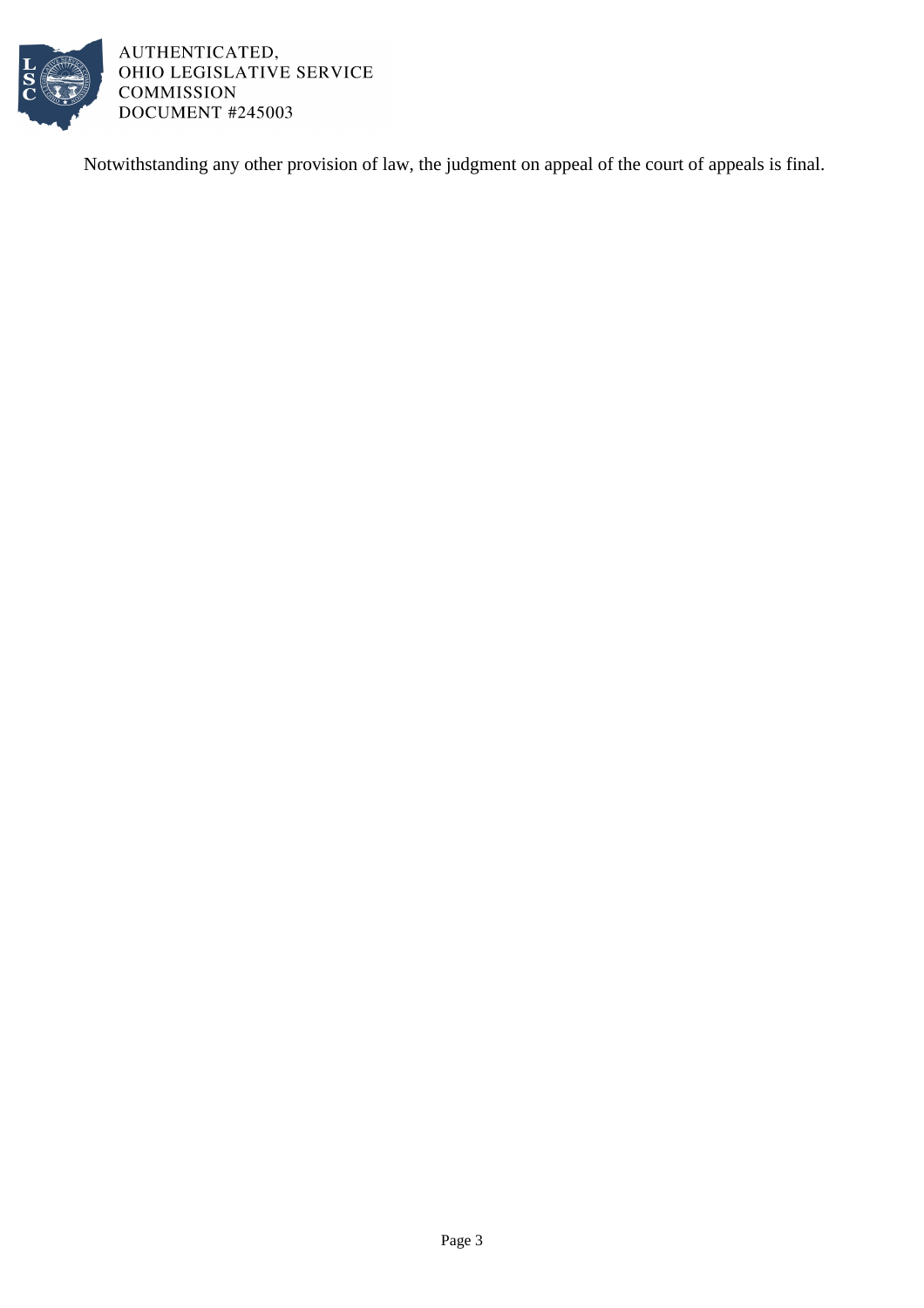Notwithstanding any other provision of law, the judgment on appeal of the court of appeals is final.